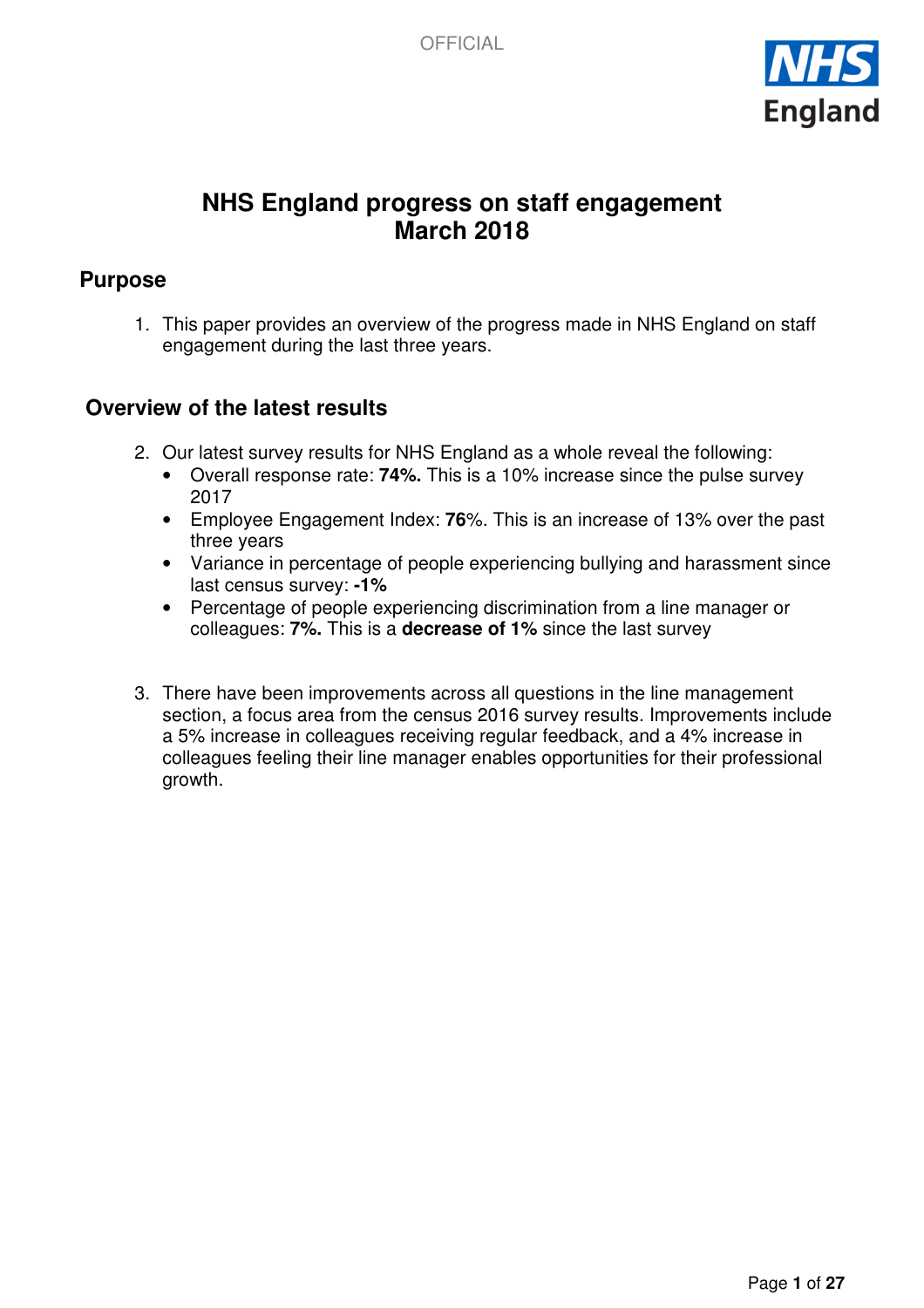# NHS England progress on staff engagement
# March 2018

## Purpose

1. This paper provides an overview of the progress made in NHS England on staff engagement during the last three years.

## Overview of the latest results

2. Our latest survey results for NHS England as a whole reveal the following:
   - Overall response rate: **74%.** This is a 10% increase since the pulse survey 2017
   - Employee Engagement Index: **76**%. This is an increase of 13% over the past three years
   - Variance in percentage of people experiencing bullying and harassment since last census survey: **-1%**
   - Percentage of people experiencing discrimination from a line manager or colleagues: **7%.** This is a **decrease of 1%** since the last survey

3. There have been improvements across all questions in the line management section, a focus area from the census 2016 survey results. Improvements include a 5% increase in colleagues receiving regular feedback, and a 4% increase in colleagues feeling their line manager enables opportunities for their professional growth.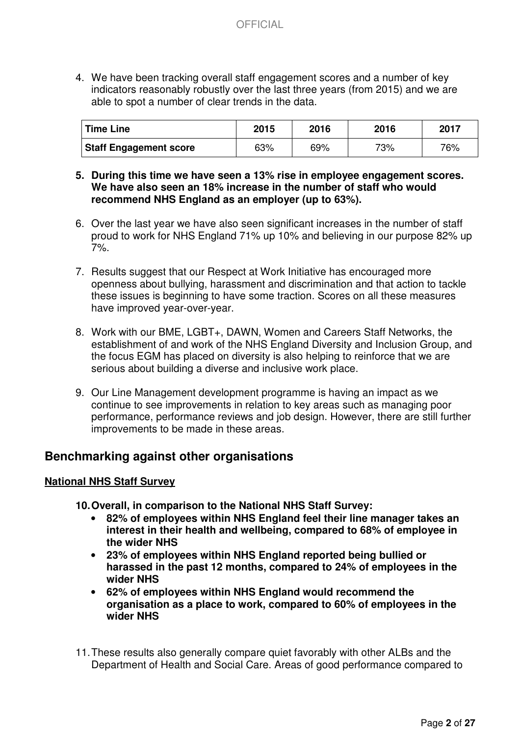4. We have been tracking overall staff engagement scores and a number of key indicators reasonably robustly over the last three years (from 2015) and we are able to spot a number of clear trends in the data.

| Time Line | 2015 | 2016 | 2016 | 2017 |
|---|---|---|---|---|
| Staff Engagement score | 63% | 69% | 73% | 76% |

5. **During this time we have seen a 13% rise in employee engagement scores. We have also seen an 18% increase in the number of staff who would recommend NHS England as an employer (up to 63%).**

6. Over the last year we have also seen significant increases in the number of staff proud to work for NHS England 71% up 10% and believing in our purpose 82% up 7%.

7. Results suggest that our Respect at Work Initiative has encouraged more openness about bullying, harassment and discrimination and that action to tackle these issues is beginning to have some traction. Scores on all these measures have improved year-over-year.

8. Work with our BME, LGBT+, DAWN, Women and Careers Staff Networks, the establishment of and work of the NHS England Diversity and Inclusion Group, and the focus EGM has placed on diversity is also helping to reinforce that we are serious about building a diverse and inclusive work place.

9. Our Line Management development programme is having an impact as we continue to see improvements in relation to key areas such as managing poor performance, performance reviews and job design. However, there are still further improvements to be made in these areas.

## Benchmarking against other organisations

**National NHS Staff Survey**

10. **Overall, in comparison to the National NHS Staff Survey:**
    - **82% of employees within NHS England feel their line manager takes an interest in their health and wellbeing, compared to 68% of employee in the wider NHS**
    - **23% of employees within NHS England reported being bullied or harassed in the past 12 months, compared to 24% of employees in the wider NHS**
    - **62% of employees within NHS England would recommend the organisation as a place to work, compared to 60% of employees in the wider NHS**

11. These results also generally compare quiet favorably with other ALBs and the Department of Health and Social Care. Areas of good performance compared to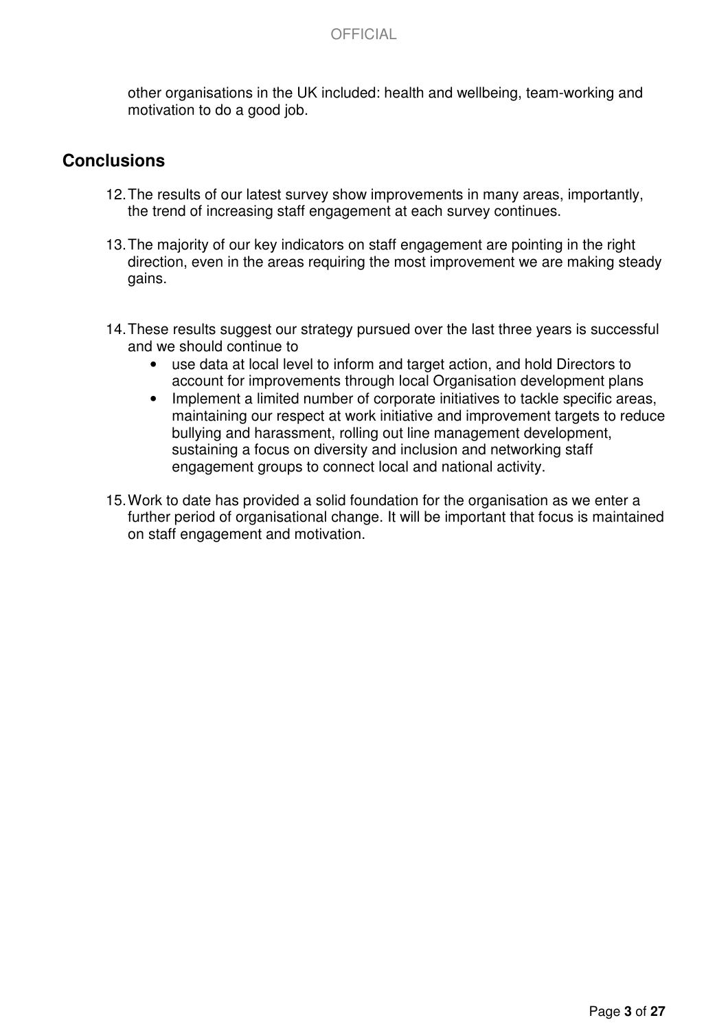other organisations in the UK included: health and wellbeing, team-working and motivation to do a good job.

## Conclusions

12. The results of our latest survey show improvements in many areas, importantly, the trend of increasing staff engagement at each survey continues.

13. The majority of our key indicators on staff engagement are pointing in the right direction, even in the areas requiring the most improvement we are making steady gains.

14. These results suggest our strategy pursued over the last three years is successful and we should continue to
    - use data at local level to inform and target action, and hold Directors to account for improvements through local Organisation development plans
    - Implement a limited number of corporate initiatives to tackle specific areas, maintaining our respect at work initiative and improvement targets to reduce bullying and harassment, rolling out line management development, sustaining a focus on diversity and inclusion and networking staff engagement groups to connect local and national activity.

15. Work to date has provided a solid foundation for the organisation as we enter a further period of organisational change. It will be important that focus is maintained on staff engagement and motivation.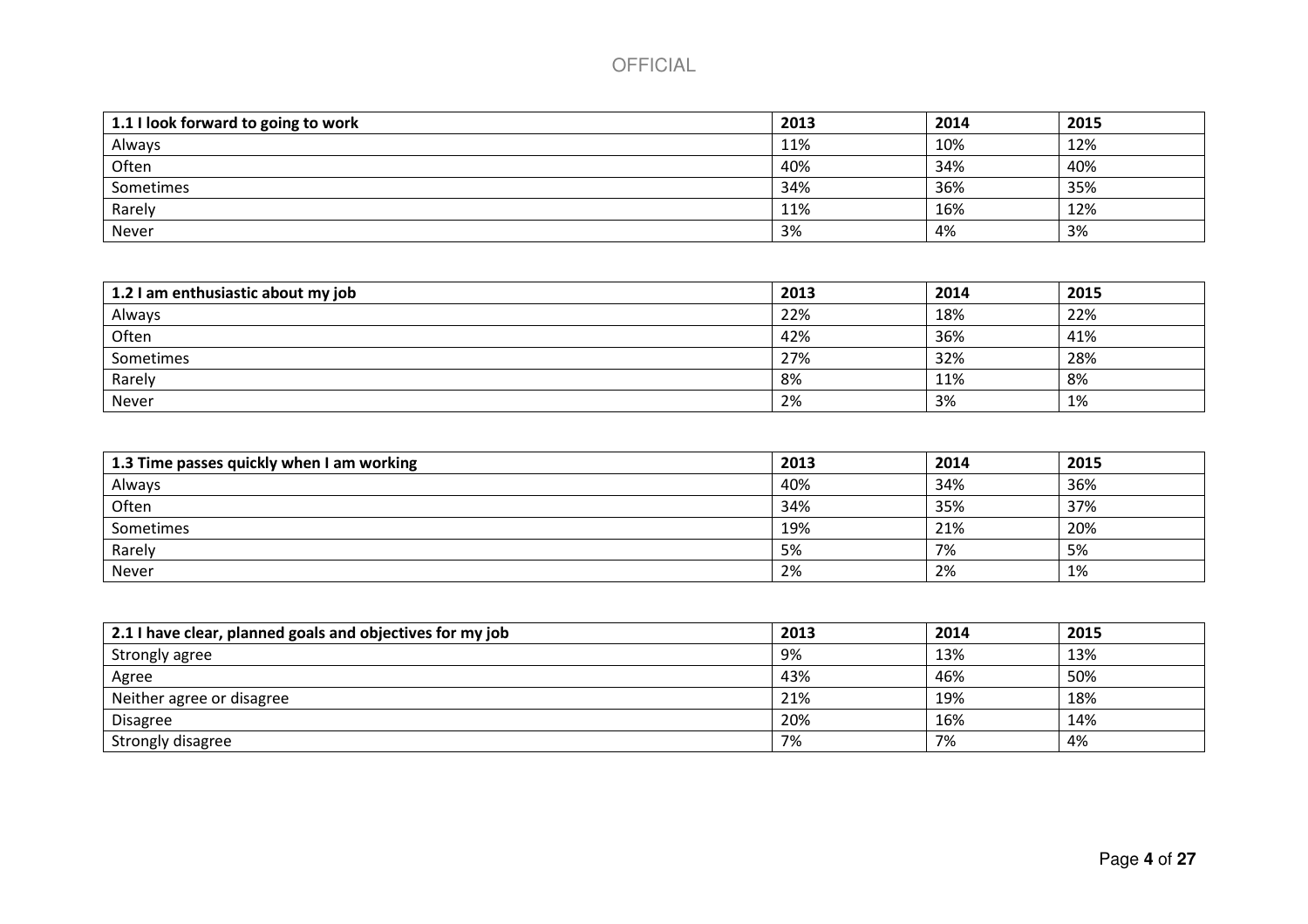| 1.1 I look forward to going to work | 2013 | 2014 | 2015 |
|---|---|---|---|
| Always | 11% | 10% | 12% |
| Often | 40% | 34% | 40% |
| Sometimes | 34% | 36% | 35% |
| Rarely | 11% | 16% | 12% |
| Never | 3% | 4% | 3% |

| 1.2 I am enthusiastic about my job | 2013 | 2014 | 2015 |
|---|---|---|---|
| Always | 22% | 18% | 22% |
| Often | 42% | 36% | 41% |
| Sometimes | 27% | 32% | 28% |
| Rarely | 8% | 11% | 8% |
| Never | 2% | 3% | 1% |

| 1.3 Time passes quickly when I am working | 2013 | 2014 | 2015 |
|---|---|---|---|
| Always | 40% | 34% | 36% |
| Often | 34% | 35% | 37% |
| Sometimes | 19% | 21% | 20% |
| Rarely | 5% | 7% | 5% |
| Never | 2% | 2% | 1% |

| 2.1 I have clear, planned goals and objectives for my job | 2013 | 2014 | 2015 |
|---|---|---|---|
| Strongly agree | 9% | 13% | 13% |
| Agree | 43% | 46% | 50% |
| Neither agree or disagree | 21% | 19% | 18% |
| Disagree | 20% | 16% | 14% |
| Strongly disagree | 7% | 7% | 4% |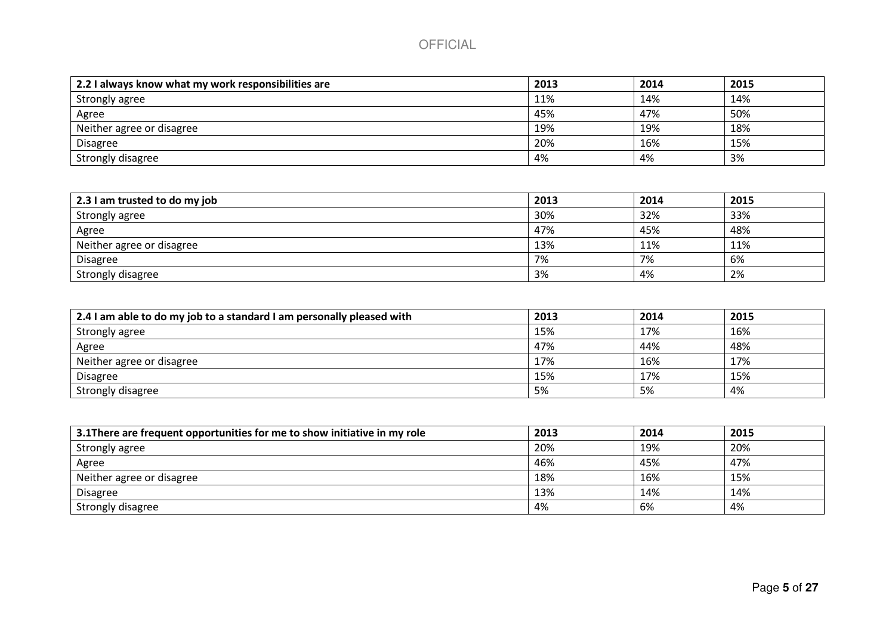| 2.2 I always know what my work responsibilities are | 2013 | 2014 | 2015 |
|---|---|---|---|
| Strongly agree | 11% | 14% | 14% |
| Agree | 45% | 47% | 50% |
| Neither agree or disagree | 19% | 19% | 18% |
| Disagree | 20% | 16% | 15% |
| Strongly disagree | 4% | 4% | 3% |

| 2.3 I am trusted to do my job | 2013 | 2014 | 2015 |
|---|---|---|---|
| Strongly agree | 30% | 32% | 33% |
| Agree | 47% | 45% | 48% |
| Neither agree or disagree | 13% | 11% | 11% |
| Disagree | 7% | 7% | 6% |
| Strongly disagree | 3% | 4% | 2% |

| 2.4 I am able to do my job to a standard I am personally pleased with | 2013 | 2014 | 2015 |
|---|---|---|---|
| Strongly agree | 15% | 17% | 16% |
| Agree | 47% | 44% | 48% |
| Neither agree or disagree | 17% | 16% | 17% |
| Disagree | 15% | 17% | 15% |
| Strongly disagree | 5% | 5% | 4% |

| 3.1There are frequent opportunities for me to show initiative in my role | 2013 | 2014 | 2015 |
|---|---|---|---|
| Strongly agree | 20% | 19% | 20% |
| Agree | 46% | 45% | 47% |
| Neither agree or disagree | 18% | 16% | 15% |
| Disagree | 13% | 14% | 14% |
| Strongly disagree | 4% | 6% | 4% |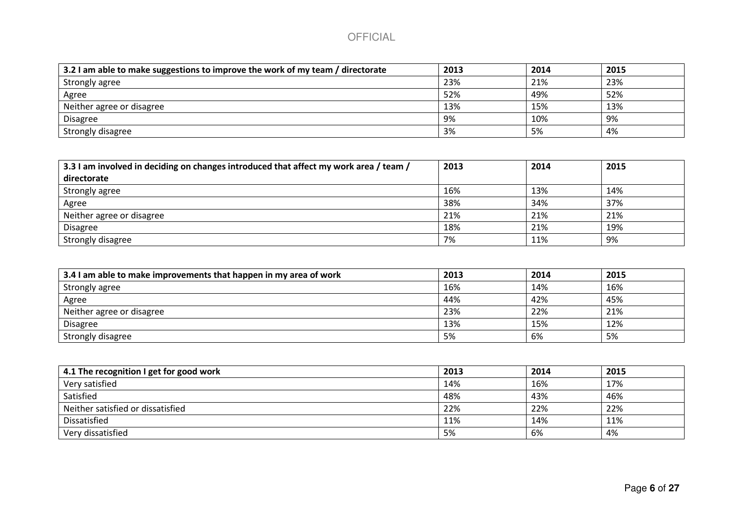| 3.2 I am able to make suggestions to improve the work of my team / directorate | 2013 | 2014 | 2015 |
|---|---|---|---|
| Strongly agree | 23% | 21% | 23% |
| Agree | 52% | 49% | 52% |
| Neither agree or disagree | 13% | 15% | 13% |
| Disagree | 9% | 10% | 9% |
| Strongly disagree | 3% | 5% | 4% |

| 3.3 I am involved in deciding on changes introduced that affect my work area / team / directorate | 2013 | 2014 | 2015 |
|---|---|---|---|
| Strongly agree | 16% | 13% | 14% |
| Agree | 38% | 34% | 37% |
| Neither agree or disagree | 21% | 21% | 21% |
| Disagree | 18% | 21% | 19% |
| Strongly disagree | 7% | 11% | 9% |

| 3.4 I am able to make improvements that happen in my area of work | 2013 | 2014 | 2015 |
|---|---|---|---|
| Strongly agree | 16% | 14% | 16% |
| Agree | 44% | 42% | 45% |
| Neither agree or disagree | 23% | 22% | 21% |
| Disagree | 13% | 15% | 12% |
| Strongly disagree | 5% | 6% | 5% |

| 4.1 The recognition I get for good work | 2013 | 2014 | 2015 |
|---|---|---|---|
| Very satisfied | 14% | 16% | 17% |
| Satisfied | 48% | 43% | 46% |
| Neither satisfied or dissatisfied | 22% | 22% | 22% |
| Dissatisfied | 11% | 14% | 11% |
| Very dissatisfied | 5% | 6% | 4% |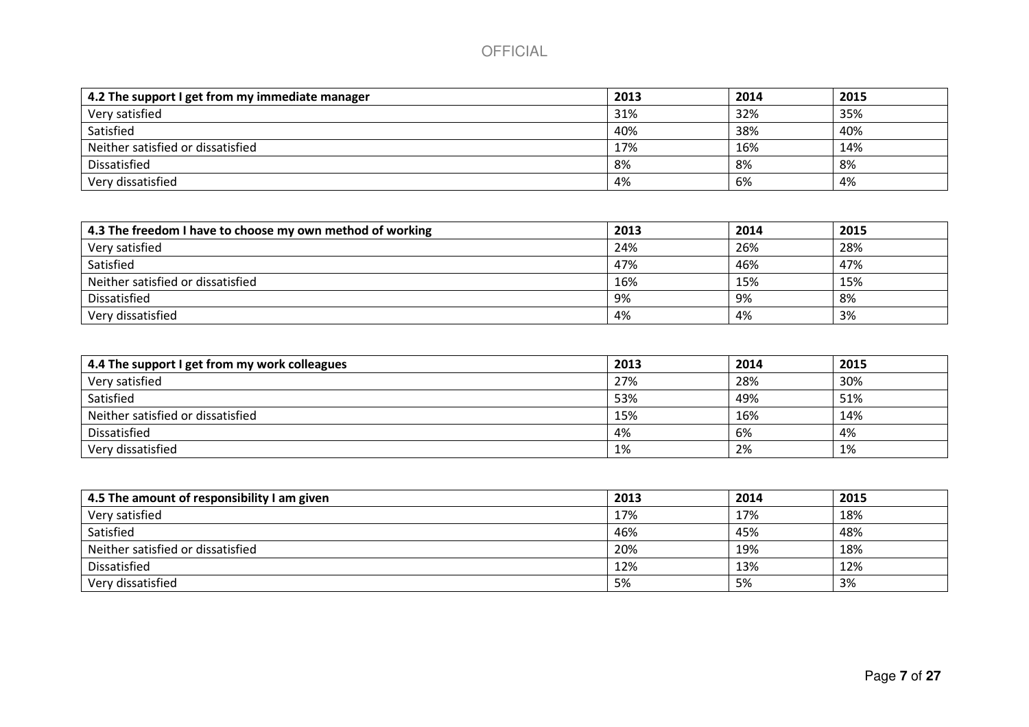| 4.2 The support I get from my immediate manager | 2013 | 2014 | 2015 |
|---|---|---|---|
| Very satisfied | 31% | 32% | 35% |
| Satisfied | 40% | 38% | 40% |
| Neither satisfied or dissatisfied | 17% | 16% | 14% |
| Dissatisfied | 8% | 8% | 8% |
| Very dissatisfied | 4% | 6% | 4% |

| 4.3 The freedom I have to choose my own method of working | 2013 | 2014 | 2015 |
|---|---|---|---|
| Very satisfied | 24% | 26% | 28% |
| Satisfied | 47% | 46% | 47% |
| Neither satisfied or dissatisfied | 16% | 15% | 15% |
| Dissatisfied | 9% | 9% | 8% |
| Very dissatisfied | 4% | 4% | 3% |

| 4.4 The support I get from my work colleagues | 2013 | 2014 | 2015 |
|---|---|---|---|
| Very satisfied | 27% | 28% | 30% |
| Satisfied | 53% | 49% | 51% |
| Neither satisfied or dissatisfied | 15% | 16% | 14% |
| Dissatisfied | 4% | 6% | 4% |
| Very dissatisfied | 1% | 2% | 1% |

| 4.5 The amount of responsibility I am given | 2013 | 2014 | 2015 |
|---|---|---|---|
| Very satisfied | 17% | 17% | 18% |
| Satisfied | 46% | 45% | 48% |
| Neither satisfied or dissatisfied | 20% | 19% | 18% |
| Dissatisfied | 12% | 13% | 12% |
| Very dissatisfied | 5% | 5% | 3% |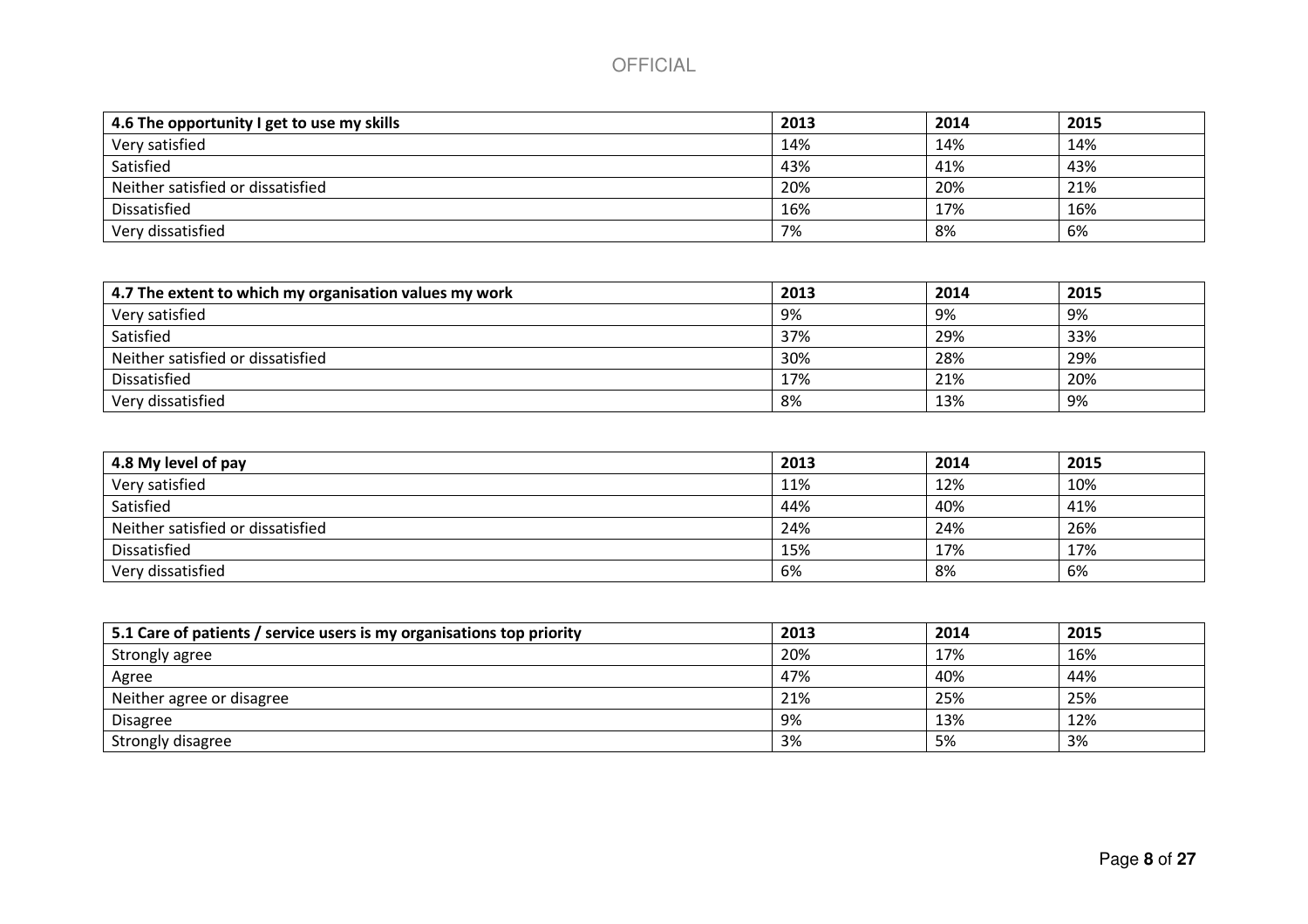| 4.6 The opportunity I get to use my skills | 2013 | 2014 | 2015 |
|---|---|---|---|
| Very satisfied | 14% | 14% | 14% |
| Satisfied | 43% | 41% | 43% |
| Neither satisfied or dissatisfied | 20% | 20% | 21% |
| Dissatisfied | 16% | 17% | 16% |
| Very dissatisfied | 7% | 8% | 6% |

| 4.7 The extent to which my organisation values my work | 2013 | 2014 | 2015 |
|---|---|---|---|
| Very satisfied | 9% | 9% | 9% |
| Satisfied | 37% | 29% | 33% |
| Neither satisfied or dissatisfied | 30% | 28% | 29% |
| Dissatisfied | 17% | 21% | 20% |
| Very dissatisfied | 8% | 13% | 9% |

| 4.8 My level of pay | 2013 | 2014 | 2015 |
|---|---|---|---|
| Very satisfied | 11% | 12% | 10% |
| Satisfied | 44% | 40% | 41% |
| Neither satisfied or dissatisfied | 24% | 24% | 26% |
| Dissatisfied | 15% | 17% | 17% |
| Very dissatisfied | 6% | 8% | 6% |

| 5.1 Care of patients / service users is my organisations top priority | 2013 | 2014 | 2015 |
|---|---|---|---|
| Strongly agree | 20% | 17% | 16% |
| Agree | 47% | 40% | 44% |
| Neither agree or disagree | 21% | 25% | 25% |
| Disagree | 9% | 13% | 12% |
| Strongly disagree | 3% | 5% | 3% |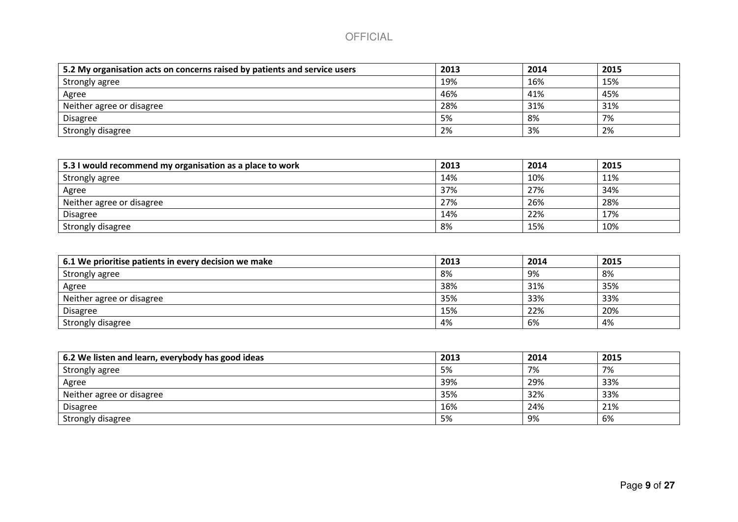| 5.2 My organisation acts on concerns raised by patients and service users | 2013 | 2014 | 2015 |
|---|---|---|---|
| Strongly agree | 19% | 16% | 15% |
| Agree | 46% | 41% | 45% |
| Neither agree or disagree | 28% | 31% | 31% |
| Disagree | 5% | 8% | 7% |
| Strongly disagree | 2% | 3% | 2% |

| 5.3 I would recommend my organisation as a place to work | 2013 | 2014 | 2015 |
|---|---|---|---|
| Strongly agree | 14% | 10% | 11% |
| Agree | 37% | 27% | 34% |
| Neither agree or disagree | 27% | 26% | 28% |
| Disagree | 14% | 22% | 17% |
| Strongly disagree | 8% | 15% | 10% |

| 6.1 We prioritise patients in every decision we make | 2013 | 2014 | 2015 |
|---|---|---|---|
| Strongly agree | 8% | 9% | 8% |
| Agree | 38% | 31% | 35% |
| Neither agree or disagree | 35% | 33% | 33% |
| Disagree | 15% | 22% | 20% |
| Strongly disagree | 4% | 6% | 4% |

| 6.2 We listen and learn, everybody has good ideas | 2013 | 2014 | 2015 |
|---|---|---|---|
| Strongly agree | 5% | 7% | 7% |
| Agree | 39% | 29% | 33% |
| Neither agree or disagree | 35% | 32% | 33% |
| Disagree | 16% | 24% | 21% |
| Strongly disagree | 5% | 9% | 6% |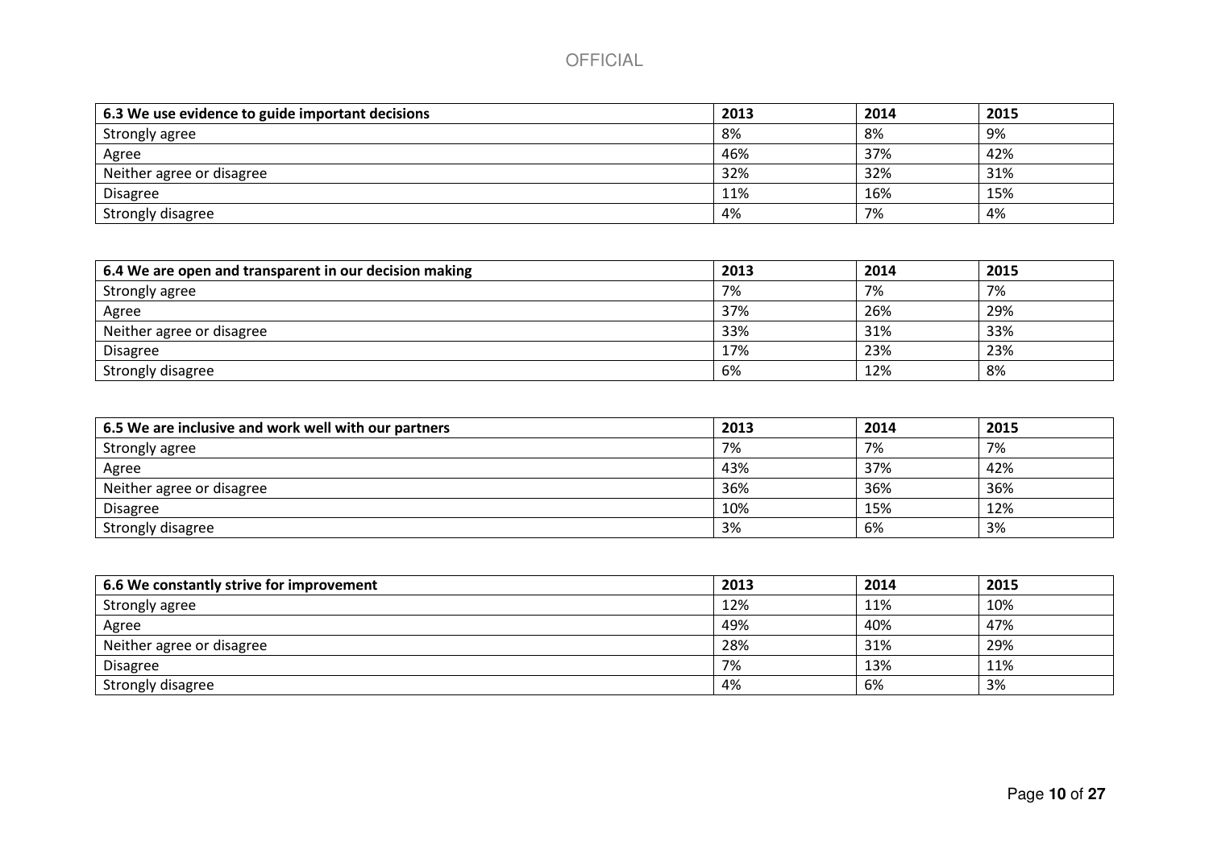| 6.3 We use evidence to guide important decisions | 2013 | 2014 | 2015 |
|---|---|---|---|
| Strongly agree | 8% | 8% | 9% |
| Agree | 46% | 37% | 42% |
| Neither agree or disagree | 32% | 32% | 31% |
| Disagree | 11% | 16% | 15% |
| Strongly disagree | 4% | 7% | 4% |

| 6.4 We are open and transparent in our decision making | 2013 | 2014 | 2015 |
|---|---|---|---|
| Strongly agree | 7% | 7% | 7% |
| Agree | 37% | 26% | 29% |
| Neither agree or disagree | 33% | 31% | 33% |
| Disagree | 17% | 23% | 23% |
| Strongly disagree | 6% | 12% | 8% |

| 6.5 We are inclusive and work well with our partners | 2013 | 2014 | 2015 |
|---|---|---|---|
| Strongly agree | 7% | 7% | 7% |
| Agree | 43% | 37% | 42% |
| Neither agree or disagree | 36% | 36% | 36% |
| Disagree | 10% | 15% | 12% |
| Strongly disagree | 3% | 6% | 3% |

| 6.6 We constantly strive for improvement | 2013 | 2014 | 2015 |
|---|---|---|---|
| Strongly agree | 12% | 11% | 10% |
| Agree | 49% | 40% | 47% |
| Neither agree or disagree | 28% | 31% | 29% |
| Disagree | 7% | 13% | 11% |
| Strongly disagree | 4% | 6% | 3% |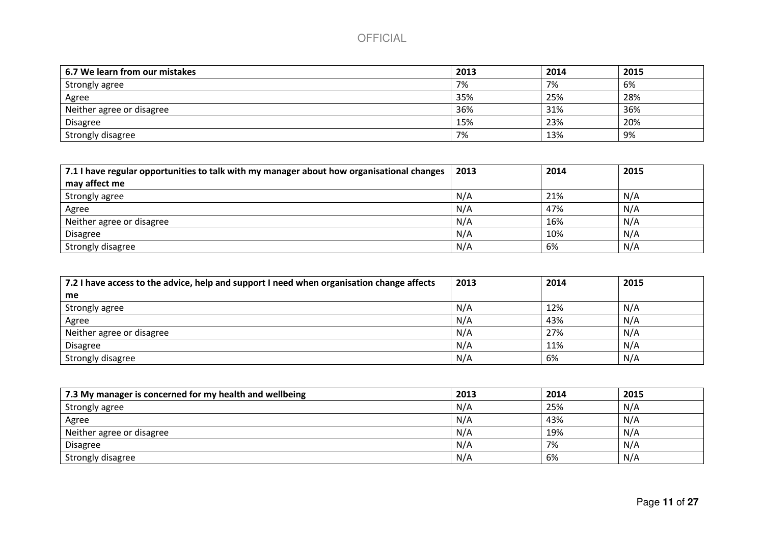| 6.7 We learn from our mistakes | 2013 | 2014 | 2015 |
|---|---|---|---|
| Strongly agree | 7% | 7% | 6% |
| Agree | 35% | 25% | 28% |
| Neither agree or disagree | 36% | 31% | 36% |
| Disagree | 15% | 23% | 20% |
| Strongly disagree | 7% | 13% | 9% |

| 7.1 I have regular opportunities to talk with my manager about how organisational changes may affect me | 2013 | 2014 | 2015 |
|---|---|---|---|
| Strongly agree | N/A | 21% | N/A |
| Agree | N/A | 47% | N/A |
| Neither agree or disagree | N/A | 16% | N/A |
| Disagree | N/A | 10% | N/A |
| Strongly disagree | N/A | 6% | N/A |

| 7.2 I have access to the advice, help and support I need when organisation change affects me | 2013 | 2014 | 2015 |
|---|---|---|---|
| Strongly agree | N/A | 12% | N/A |
| Agree | N/A | 43% | N/A |
| Neither agree or disagree | N/A | 27% | N/A |
| Disagree | N/A | 11% | N/A |
| Strongly disagree | N/A | 6% | N/A |

| 7.3 My manager is concerned for my health and wellbeing | 2013 | 2014 | 2015 |
|---|---|---|---|
| Strongly agree | N/A | 25% | N/A |
| Agree | N/A | 43% | N/A |
| Neither agree or disagree | N/A | 19% | N/A |
| Disagree | N/A | 7% | N/A |
| Strongly disagree | N/A | 6% | N/A |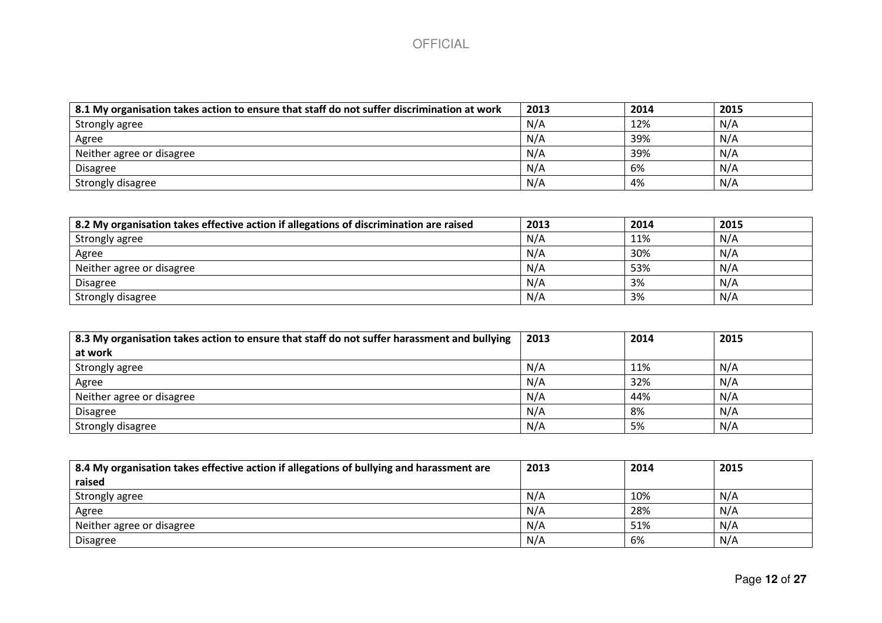| 8.1 My organisation takes action to ensure that staff do not suffer discrimination at work | 2013 | 2014 | 2015 |
|---|---|---|---|
| Strongly agree | N/A | 12% | N/A |
| Agree | N/A | 39% | N/A |
| Neither agree or disagree | N/A | 39% | N/A |
| Disagree | N/A | 6% | N/A |
| Strongly disagree | N/A | 4% | N/A |

| 8.2 My organisation takes effective action if allegations of discrimination are raised | 2013 | 2014 | 2015 |
|---|---|---|---|
| Strongly agree | N/A | 11% | N/A |
| Agree | N/A | 30% | N/A |
| Neither agree or disagree | N/A | 53% | N/A |
| Disagree | N/A | 3% | N/A |
| Strongly disagree | N/A | 3% | N/A |

| 8.3 My organisation takes action to ensure that staff do not suffer harassment and bullying at work | 2013 | 2014 | 2015 |
|---|---|---|---|
| Strongly agree | N/A | 11% | N/A |
| Agree | N/A | 32% | N/A |
| Neither agree or disagree | N/A | 44% | N/A |
| Disagree | N/A | 8% | N/A |
| Strongly disagree | N/A | 5% | N/A |

| 8.4 My organisation takes effective action if allegations of bullying and harassment are raised | 2013 | 2014 | 2015 |
|---|---|---|---|
| Strongly agree | N/A | 10% | N/A |
| Agree | N/A | 28% | N/A |
| Neither agree or disagree | N/A | 51% | N/A |
| Disagree | N/A | 6% | N/A |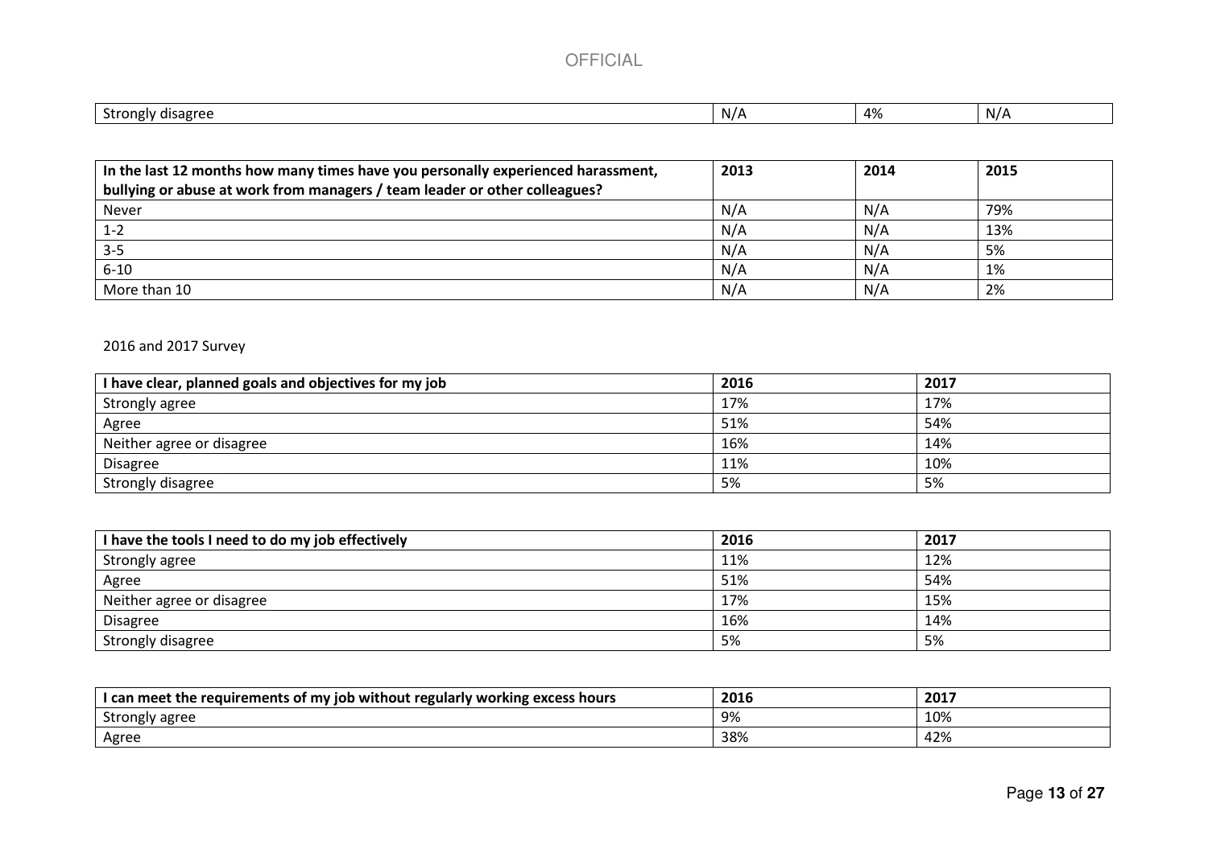| | | | |
|---|---|---|---|
| Strongly disagree | N/A | 4% | N/A |

| In the last 12 months how many times have you personally experienced harassment, bullying or abuse at work from managers / team leader or other colleagues? | 2013 | 2014 | 2015 |
|---|---|---|---|
| Never | N/A | N/A | 79% |
| 1-2 | N/A | N/A | 13% |
| 3-5 | N/A | N/A | 5% |
| 6-10 | N/A | N/A | 1% |
| More than 10 | N/A | N/A | 2% |

2016 and 2017 Survey

| I have clear, planned goals and objectives for my job | 2016 | 2017 |
|---|---|---|
| Strongly agree | 17% | 17% |
| Agree | 51% | 54% |
| Neither agree or disagree | 16% | 14% |
| Disagree | 11% | 10% |
| Strongly disagree | 5% | 5% |

| I have the tools I need to do my job effectively | 2016 | 2017 |
|---|---|---|
| Strongly agree | 11% | 12% |
| Agree | 51% | 54% |
| Neither agree or disagree | 17% | 15% |
| Disagree | 16% | 14% |
| Strongly disagree | 5% | 5% |

| I can meet the requirements of my job without regularly working excess hours | 2016 | 2017 |
|---|---|---|
| Strongly agree | 9% | 10% |
| Agree | 38% | 42% |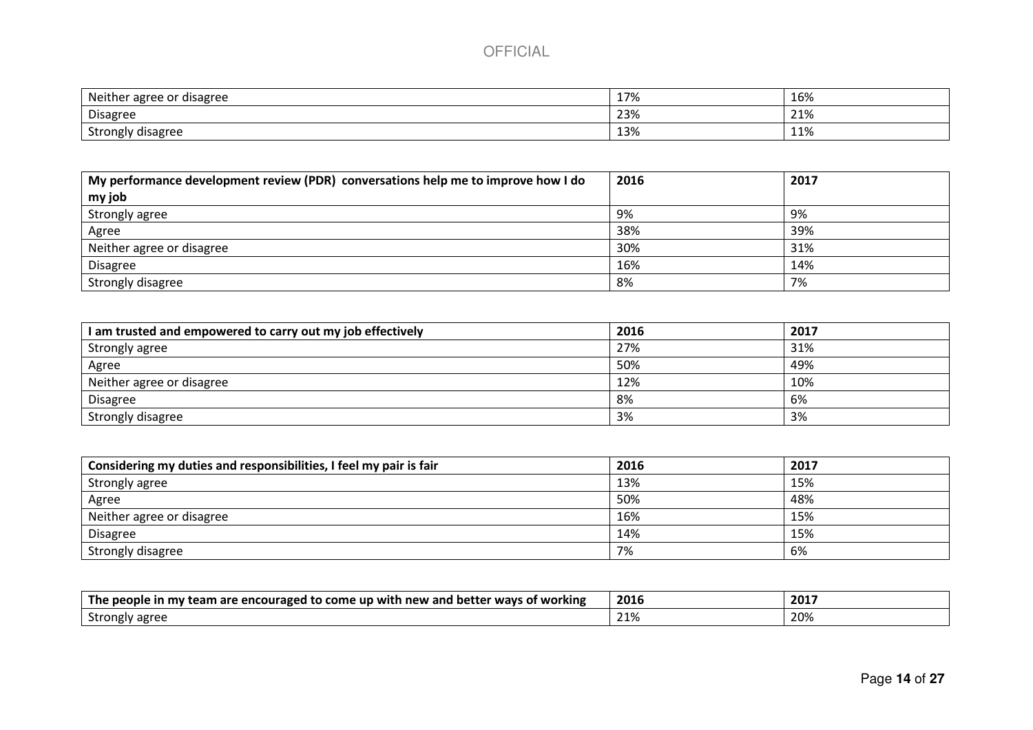| | | |
|---|---|---|
| Neither agree or disagree | 17% | 16% |
| Disagree | 23% | 21% |
| Strongly disagree | 13% | 11% |

| **My performance development review (PDR) conversations help me to improve how I do my job** | **2016** | **2017** |
|---|---|---|
| Strongly agree | 9% | 9% |
| Agree | 38% | 39% |
| Neither agree or disagree | 30% | 31% |
| Disagree | 16% | 14% |
| Strongly disagree | 8% | 7% |

| **I am trusted and empowered to carry out my job effectively** | **2016** | **2017** |
|---|---|---|
| Strongly agree | 27% | 31% |
| Agree | 50% | 49% |
| Neither agree or disagree | 12% | 10% |
| Disagree | 8% | 6% |
| Strongly disagree | 3% | 3% |

| **Considering my duties and responsibilities, I feel my pair is fair** | **2016** | **2017** |
|---|---|---|
| Strongly agree | 13% | 15% |
| Agree | 50% | 48% |
| Neither agree or disagree | 16% | 15% |
| Disagree | 14% | 15% |
| Strongly disagree | 7% | 6% |

| **The people in my team are encouraged to come up with new and better ways of working** | **2016** | **2017** |
|---|---|---|
| Strongly agree | 21% | 20% |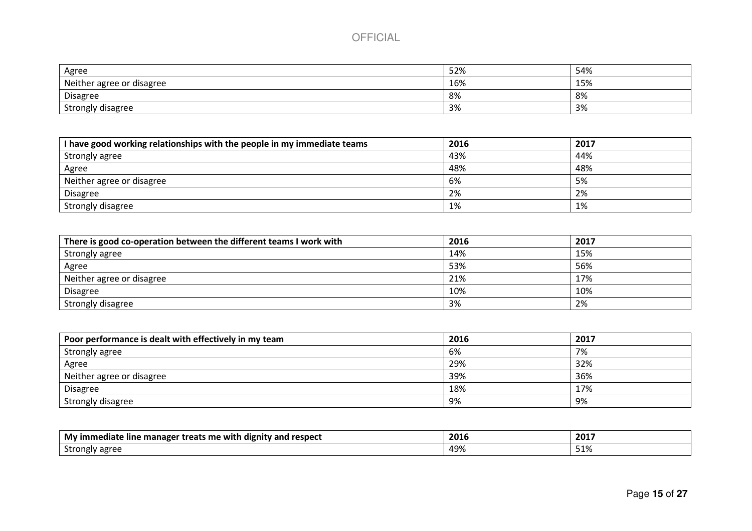| | | |
|---|---|---|
| Agree | 52% | 54% |
| Neither agree or disagree | 16% | 15% |
| Disagree | 8% | 8% |
| Strongly disagree | 3% | 3% |

| **I have good working relationships with the people in my immediate teams** | **2016** | **2017** |
|---|---|---|
| Strongly agree | 43% | 44% |
| Agree | 48% | 48% |
| Neither agree or disagree | 6% | 5% |
| Disagree | 2% | 2% |
| Strongly disagree | 1% | 1% |

| **There is good co-operation between the different teams I work with** | **2016** | **2017** |
|---|---|---|
| Strongly agree | 14% | 15% |
| Agree | 53% | 56% |
| Neither agree or disagree | 21% | 17% |
| Disagree | 10% | 10% |
| Strongly disagree | 3% | 2% |

| **Poor performance is dealt with effectively in my team** | **2016** | **2017** |
|---|---|---|
| Strongly agree | 6% | 7% |
| Agree | 29% | 32% |
| Neither agree or disagree | 39% | 36% |
| Disagree | 18% | 17% |
| Strongly disagree | 9% | 9% |

| **My immediate line manager treats me with dignity and respect** | **2016** | **2017** |
|---|---|---|
| Strongly agree | 49% | 51% |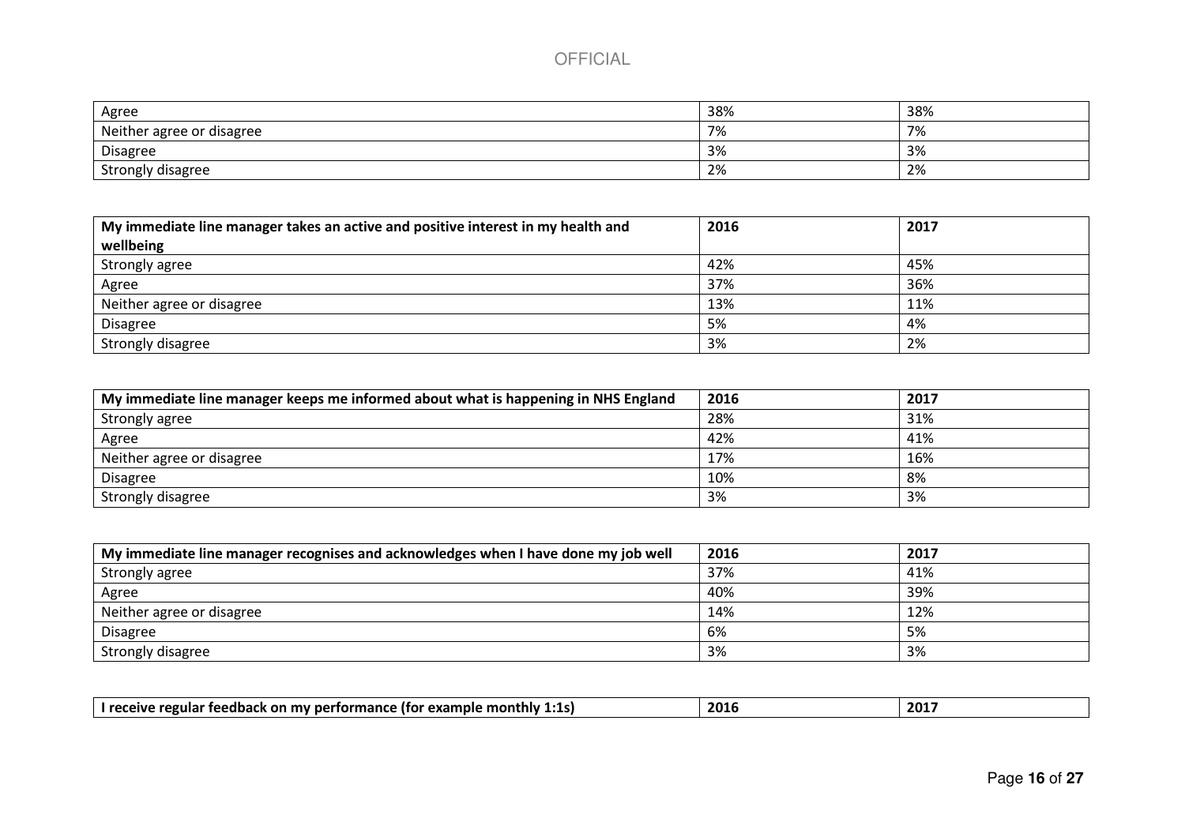| | | |
|---|---|---|
| Agree | 38% | 38% |
| Neither agree or disagree | 7% | 7% |
| Disagree | 3% | 3% |
| Strongly disagree | 2% | 2% |

| **My immediate line manager takes an active and positive interest in my health and wellbeing** | **2016** | **2017** |
|---|---|---|
| Strongly agree | 42% | 45% |
| Agree | 37% | 36% |
| Neither agree or disagree | 13% | 11% |
| Disagree | 5% | 4% |
| Strongly disagree | 3% | 2% |

| **My immediate line manager keeps me informed about what is happening in NHS England** | **2016** | **2017** |
|---|---|---|
| Strongly agree | 28% | 31% |
| Agree | 42% | 41% |
| Neither agree or disagree | 17% | 16% |
| Disagree | 10% | 8% |
| Strongly disagree | 3% | 3% |

| **My immediate line manager recognises and acknowledges when I have done my job well** | **2016** | **2017** |
|---|---|---|
| Strongly agree | 37% | 41% |
| Agree | 40% | 39% |
| Neither agree or disagree | 14% | 12% |
| Disagree | 6% | 5% |
| Strongly disagree | 3% | 3% |

| **I receive regular feedback on my performance (for example monthly 1:1s)** | **2016** | **2017** |
|---|---|---|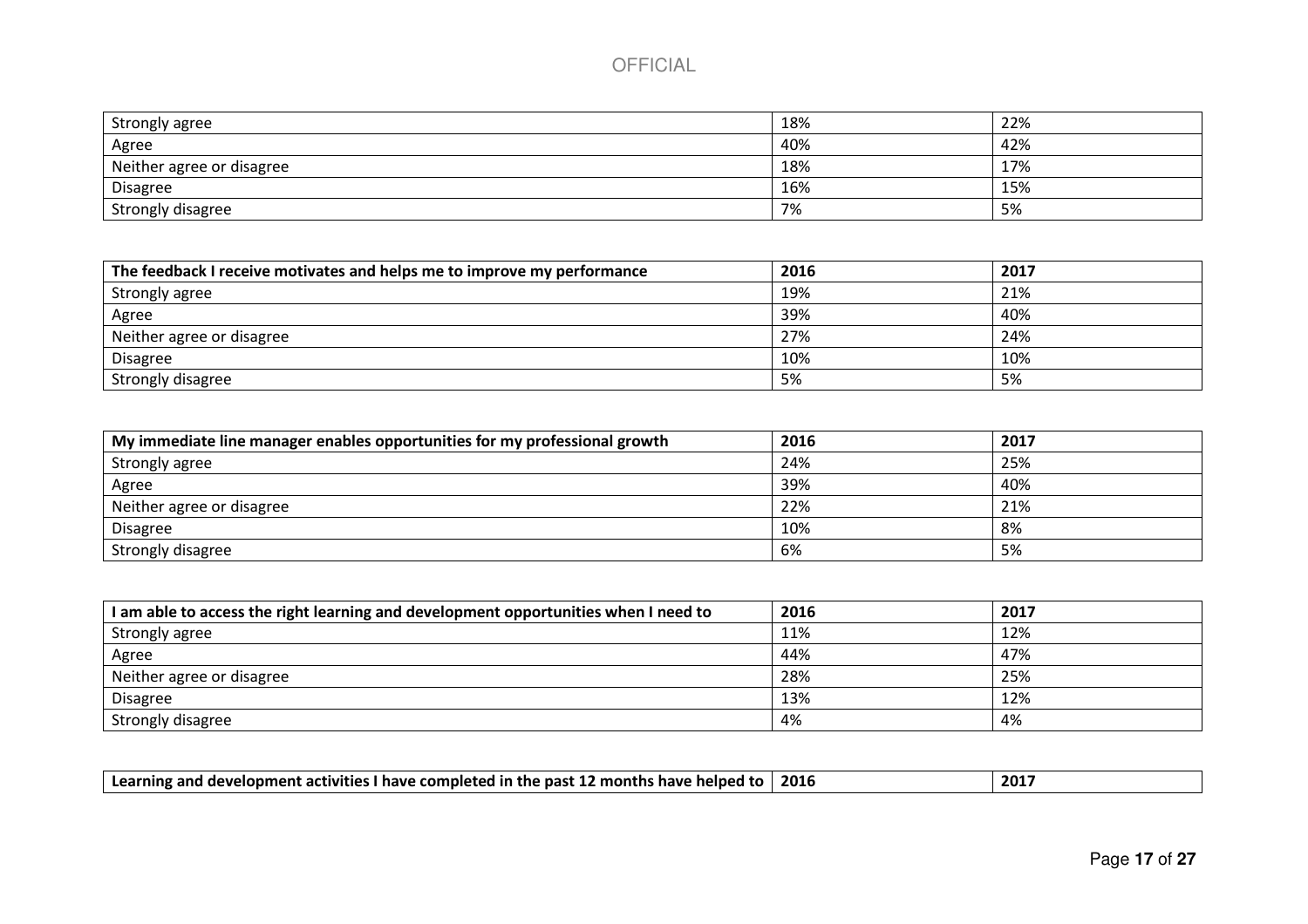| | | |
|---|---|---|
| Strongly agree | 18% | 22% |
| Agree | 40% | 42% |
| Neither agree or disagree | 18% | 17% |
| Disagree | 16% | 15% |
| Strongly disagree | 7% | 5% |

| The feedback I receive motivates and helps me to improve my performance | 2016 | 2017 |
|---|---|---|
| Strongly agree | 19% | 21% |
| Agree | 39% | 40% |
| Neither agree or disagree | 27% | 24% |
| Disagree | 10% | 10% |
| Strongly disagree | 5% | 5% |

| My immediate line manager enables opportunities for my professional growth | 2016 | 2017 |
|---|---|---|
| Strongly agree | 24% | 25% |
| Agree | 39% | 40% |
| Neither agree or disagree | 22% | 21% |
| Disagree | 10% | 8% |
| Strongly disagree | 6% | 5% |

| I am able to access the right learning and development opportunities when I need to | 2016 | 2017 |
|---|---|---|
| Strongly agree | 11% | 12% |
| Agree | 44% | 47% |
| Neither agree or disagree | 28% | 25% |
| Disagree | 13% | 12% |
| Strongly disagree | 4% | 4% |

| Learning and development activities I have completed in the past 12 months have helped to | 2016 | 2017 |
|---|---|---|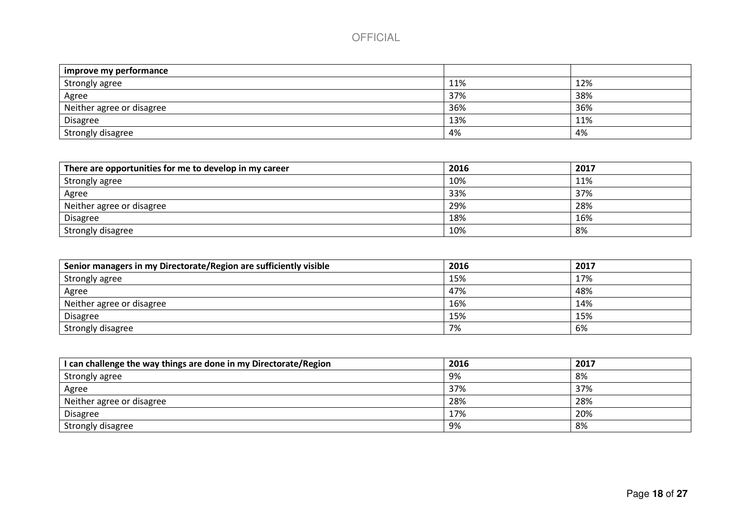| improve my performance | | |
|---|---|---|
| Strongly agree | 11% | 12% |
| Agree | 37% | 38% |
| Neither agree or disagree | 36% | 36% |
| Disagree | 13% | 11% |
| Strongly disagree | 4% | 4% |

| There are opportunities for me to develop in my career | 2016 | 2017 |
|---|---|---|
| Strongly agree | 10% | 11% |
| Agree | 33% | 37% |
| Neither agree or disagree | 29% | 28% |
| Disagree | 18% | 16% |
| Strongly disagree | 10% | 8% |

| Senior managers in my Directorate/Region are sufficiently visible | 2016 | 2017 |
|---|---|---|
| Strongly agree | 15% | 17% |
| Agree | 47% | 48% |
| Neither agree or disagree | 16% | 14% |
| Disagree | 15% | 15% |
| Strongly disagree | 7% | 6% |

| I can challenge the way things are done in my Directorate/Region | 2016 | 2017 |
|---|---|---|
| Strongly agree | 9% | 8% |
| Agree | 37% | 37% |
| Neither agree or disagree | 28% | 28% |
| Disagree | 17% | 20% |
| Strongly disagree | 9% | 8% |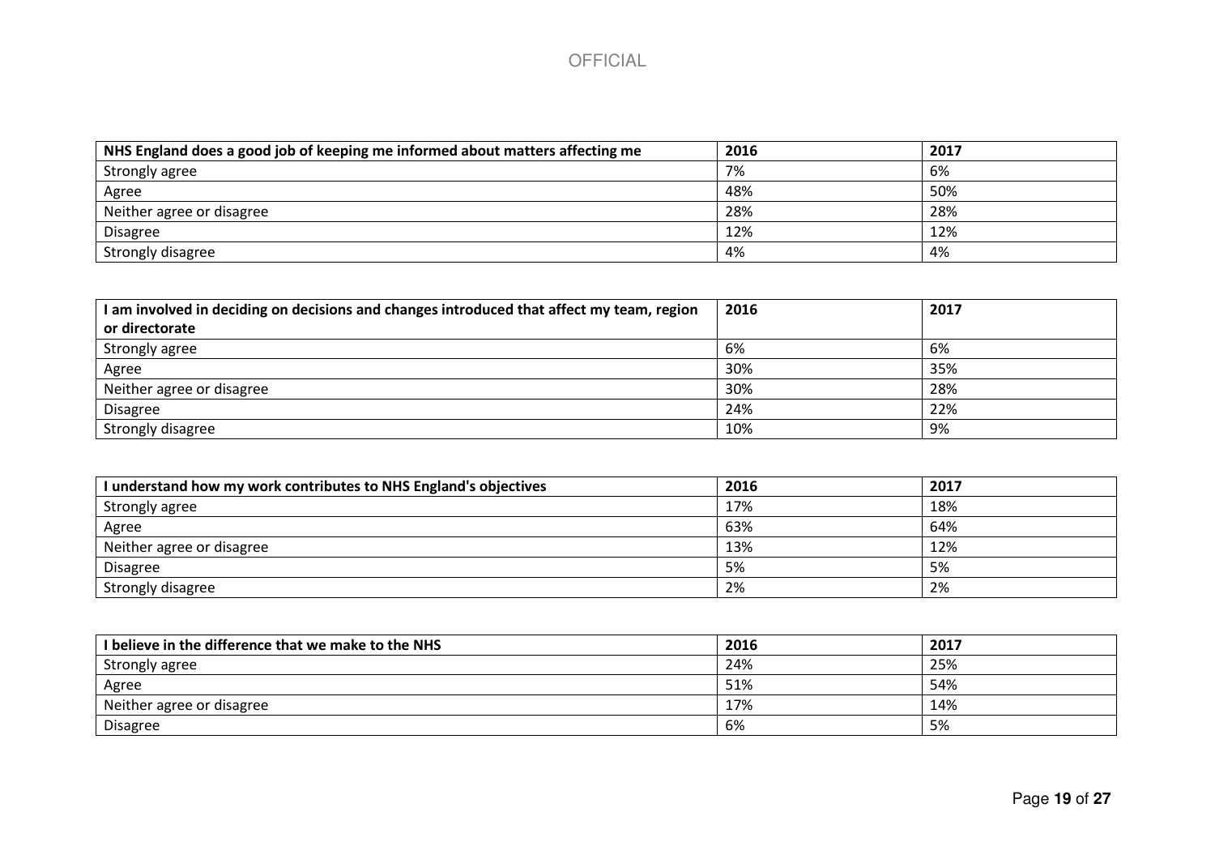| NHS England does a good job of keeping me informed about matters affecting me | 2016 | 2017 |
|---|---|---|
| Strongly agree | 7% | 6% |
| Agree | 48% | 50% |
| Neither agree or disagree | 28% | 28% |
| Disagree | 12% | 12% |
| Strongly disagree | 4% | 4% |

| I am involved in deciding on decisions and changes introduced that affect my team, region or directorate | 2016 | 2017 |
|---|---|---|
| Strongly agree | 6% | 6% |
| Agree | 30% | 35% |
| Neither agree or disagree | 30% | 28% |
| Disagree | 24% | 22% |
| Strongly disagree | 10% | 9% |

| I understand how my work contributes to NHS England's objectives | 2016 | 2017 |
|---|---|---|
| Strongly agree | 17% | 18% |
| Agree | 63% | 64% |
| Neither agree or disagree | 13% | 12% |
| Disagree | 5% | 5% |
| Strongly disagree | 2% | 2% |

| I believe in the difference that we make to the NHS | 2016 | 2017 |
|---|---|---|
| Strongly agree | 24% | 25% |
| Agree | 51% | 54% |
| Neither agree or disagree | 17% | 14% |
| Disagree | 6% | 5% |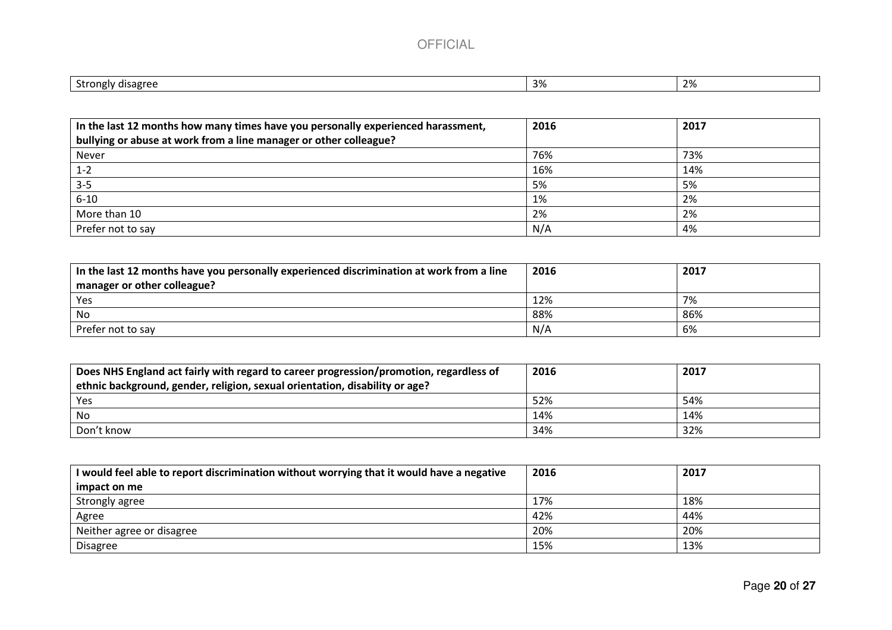| | | |
|---|---|---|
| Strongly disagree | 3% | 2% |

| In the last 12 months how many times have you personally experienced harassment, bullying or abuse at work from a line manager or other colleague? | 2016 | 2017 |
|---|---|---|
| Never | 76% | 73% |
| 1-2 | 16% | 14% |
| 3-5 | 5% | 5% |
| 6-10 | 1% | 2% |
| More than 10 | 2% | 2% |
| Prefer not to say | N/A | 4% |

| In the last 12 months have you personally experienced discrimination at work from a line manager or other colleague? | 2016 | 2017 |
|---|---|---|
| Yes | 12% | 7% |
| No | 88% | 86% |
| Prefer not to say | N/A | 6% |

| Does NHS England act fairly with regard to career progression/promotion, regardless of ethnic background, gender, religion, sexual orientation, disability or age? | 2016 | 2017 |
|---|---|---|
| Yes | 52% | 54% |
| No | 14% | 14% |
| Don't know | 34% | 32% |

| I would feel able to report discrimination without worrying that it would have a negative impact on me | 2016 | 2017 |
|---|---|---|
| Strongly agree | 17% | 18% |
| Agree | 42% | 44% |
| Neither agree or disagree | 20% | 20% |
| Disagree | 15% | 13% |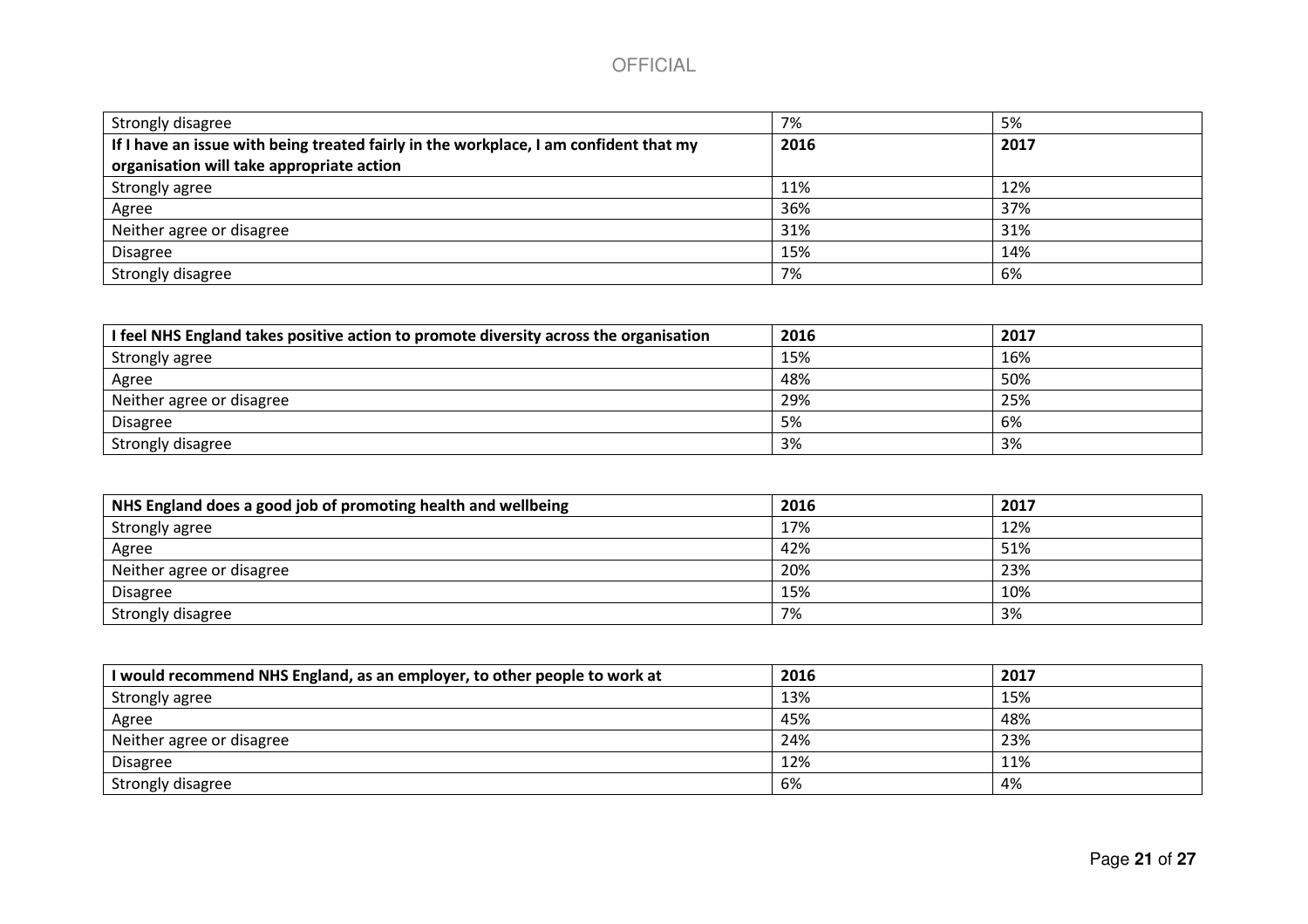| | | |
|---|---|---|
| Strongly disagree | 7% | 5% |
| **If I have an issue with being treated fairly in the workplace, I am confident that my organisation will take appropriate action** | **2016** | **2017** |
| Strongly agree | 11% | 12% |
| Agree | 36% | 37% |
| Neither agree or disagree | 31% | 31% |
| Disagree | 15% | 14% |
| Strongly disagree | 7% | 6% |

| I feel NHS England takes positive action to promote diversity across the organisation | 2016 | 2017 |
|---|---|---|
| Strongly agree | 15% | 16% |
| Agree | 48% | 50% |
| Neither agree or disagree | 29% | 25% |
| Disagree | 5% | 6% |
| Strongly disagree | 3% | 3% |

| NHS England does a good job of promoting health and wellbeing | 2016 | 2017 |
|---|---|---|
| Strongly agree | 17% | 12% |
| Agree | 42% | 51% |
| Neither agree or disagree | 20% | 23% |
| Disagree | 15% | 10% |
| Strongly disagree | 7% | 3% |

| I would recommend NHS England, as an employer, to other people to work at | 2016 | 2017 |
|---|---|---|
| Strongly agree | 13% | 15% |
| Agree | 45% | 48% |
| Neither agree or disagree | 24% | 23% |
| Disagree | 12% | 11% |
| Strongly disagree | 6% | 4% |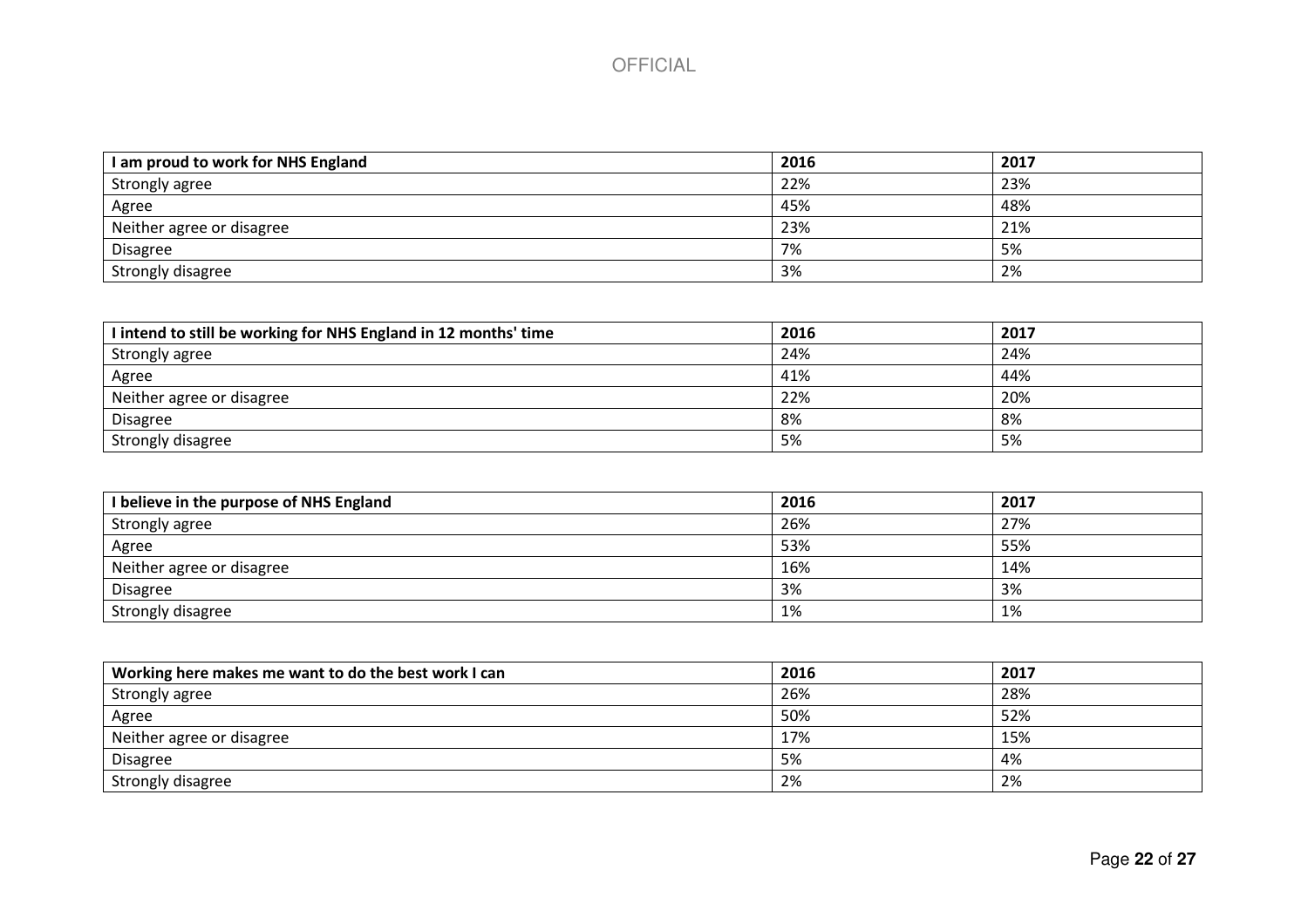| I am proud to work for NHS England | 2016 | 2017 |
|---|---|---|
| Strongly agree | 22% | 23% |
| Agree | 45% | 48% |
| Neither agree or disagree | 23% | 21% |
| Disagree | 7% | 5% |
| Strongly disagree | 3% | 2% |

| I intend to still be working for NHS England in 12 months' time | 2016 | 2017 |
|---|---|---|
| Strongly agree | 24% | 24% |
| Agree | 41% | 44% |
| Neither agree or disagree | 22% | 20% |
| Disagree | 8% | 8% |
| Strongly disagree | 5% | 5% |

| I believe in the purpose of NHS England | 2016 | 2017 |
|---|---|---|
| Strongly agree | 26% | 27% |
| Agree | 53% | 55% |
| Neither agree or disagree | 16% | 14% |
| Disagree | 3% | 3% |
| Strongly disagree | 1% | 1% |

| Working here makes me want to do the best work I can | 2016 | 2017 |
|---|---|---|
| Strongly agree | 26% | 28% |
| Agree | 50% | 52% |
| Neither agree or disagree | 17% | 15% |
| Disagree | 5% | 4% |
| Strongly disagree | 2% | 2% |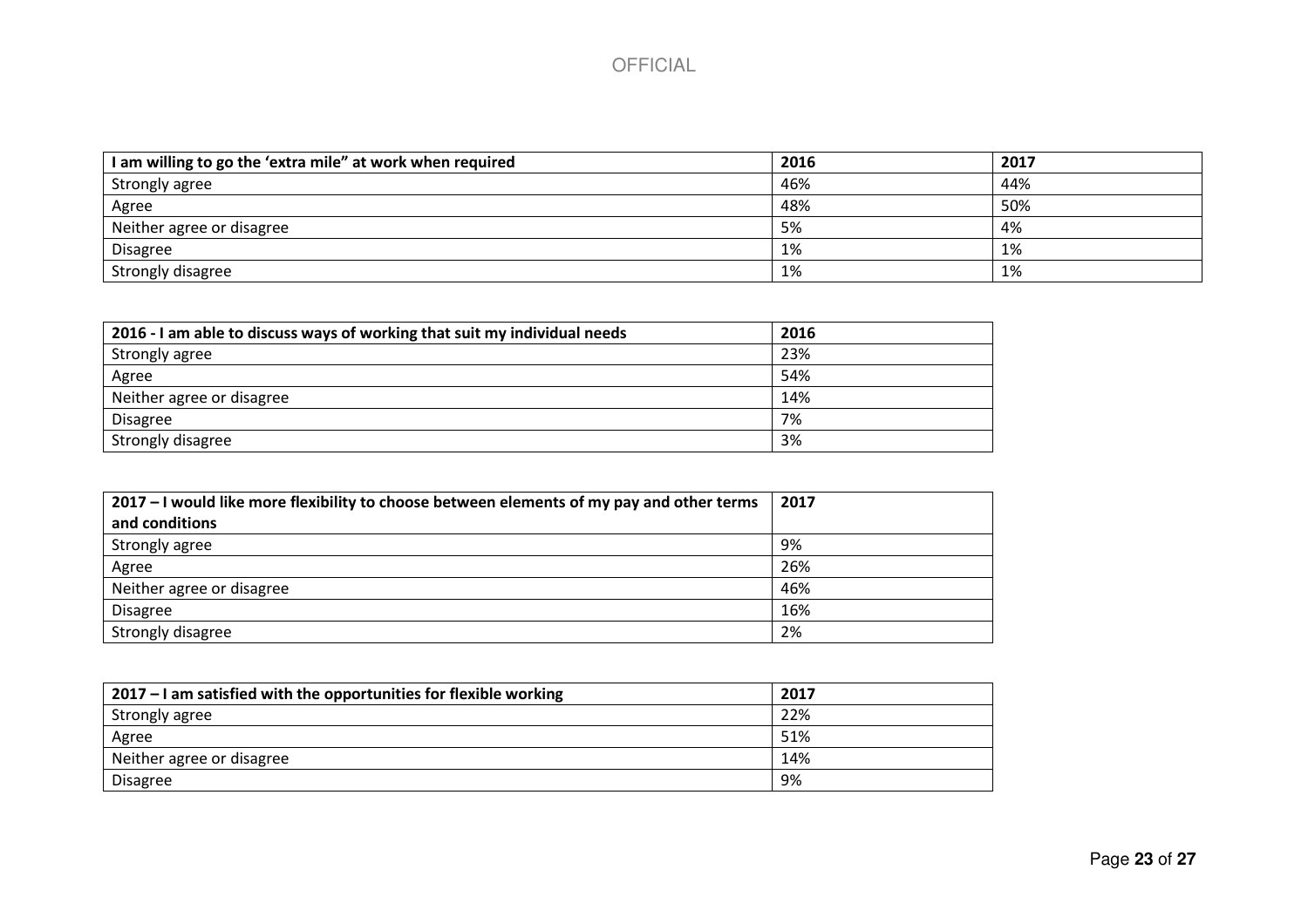| I am willing to go the 'extra mile" at work when required | 2016 | 2017 |
|---|---|---|
| Strongly agree | 46% | 44% |
| Agree | 48% | 50% |
| Neither agree or disagree | 5% | 4% |
| Disagree | 1% | 1% |
| Strongly disagree | 1% | 1% |

| 2016 - I am able to discuss ways of working that suit my individual needs | 2016 |
|---|---|
| Strongly agree | 23% |
| Agree | 54% |
| Neither agree or disagree | 14% |
| Disagree | 7% |
| Strongly disagree | 3% |

| 2017 – I would like more flexibility to choose between elements of my pay and other terms and conditions | 2017 |
|---|---|
| Strongly agree | 9% |
| Agree | 26% |
| Neither agree or disagree | 46% |
| Disagree | 16% |
| Strongly disagree | 2% |

| 2017 – I am satisfied with the opportunities for flexible working | 2017 |
|---|---|
| Strongly agree | 22% |
| Agree | 51% |
| Neither agree or disagree | 14% |
| Disagree | 9% |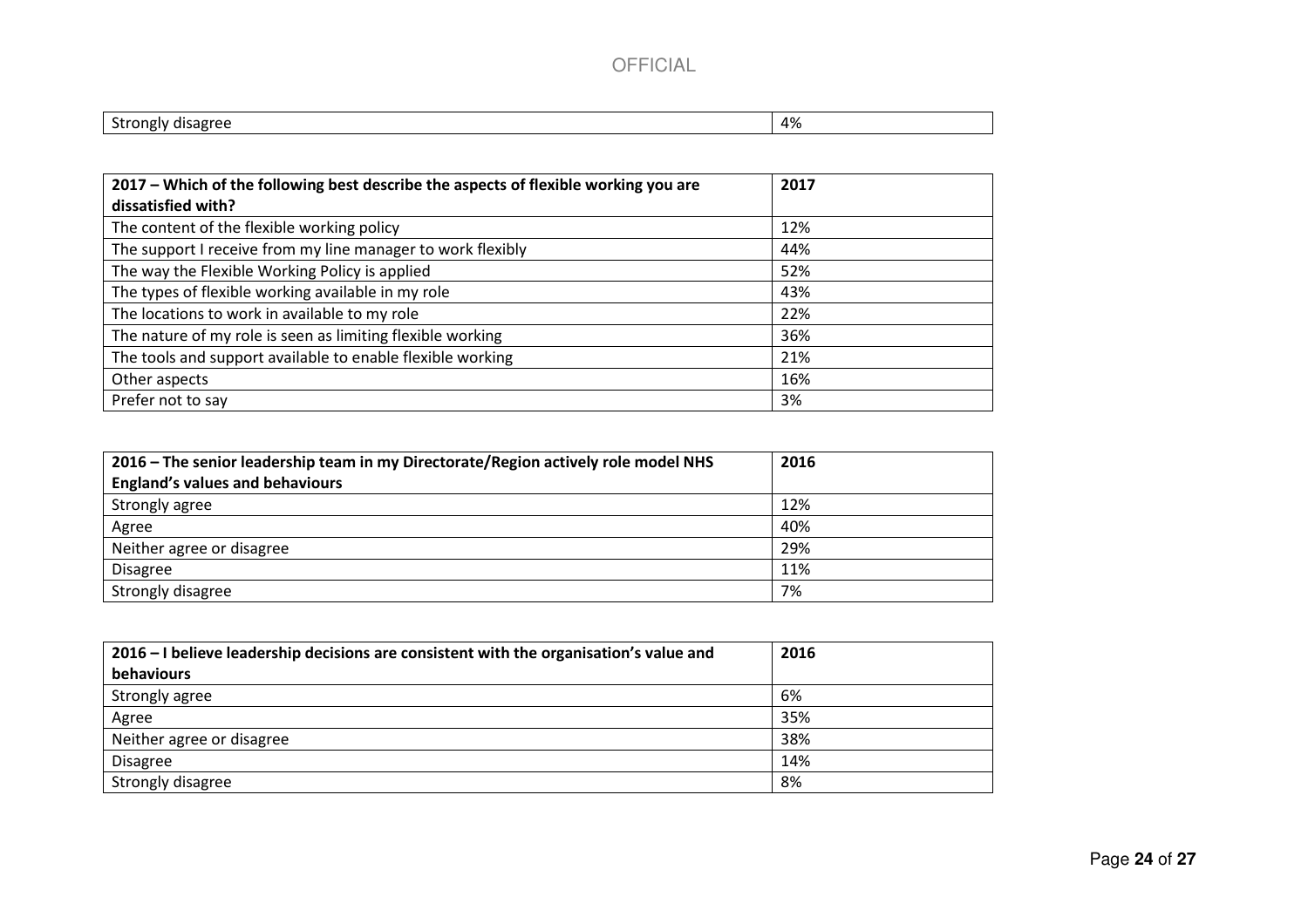| | |
|---|---|
| Strongly disagree | 4% |

| 2017 – Which of the following best describe the aspects of flexible working you are dissatisfied with? | 2017 |
|---|---|
| The content of the flexible working policy | 12% |
| The support I receive from my line manager to work flexibly | 44% |
| The way the Flexible Working Policy is applied | 52% |
| The types of flexible working available in my role | 43% |
| The locations to work in available to my role | 22% |
| The nature of my role is seen as limiting flexible working | 36% |
| The tools and support available to enable flexible working | 21% |
| Other aspects | 16% |
| Prefer not to say | 3% |

| 2016 – The senior leadership team in my Directorate/Region actively role model NHS England's values and behaviours | 2016 |
|---|---|
| Strongly agree | 12% |
| Agree | 40% |
| Neither agree or disagree | 29% |
| Disagree | 11% |
| Strongly disagree | 7% |

| 2016 – I believe leadership decisions are consistent with the organisation's value and behaviours | 2016 |
|---|---|
| Strongly agree | 6% |
| Agree | 35% |
| Neither agree or disagree | 38% |
| Disagree | 14% |
| Strongly disagree | 8% |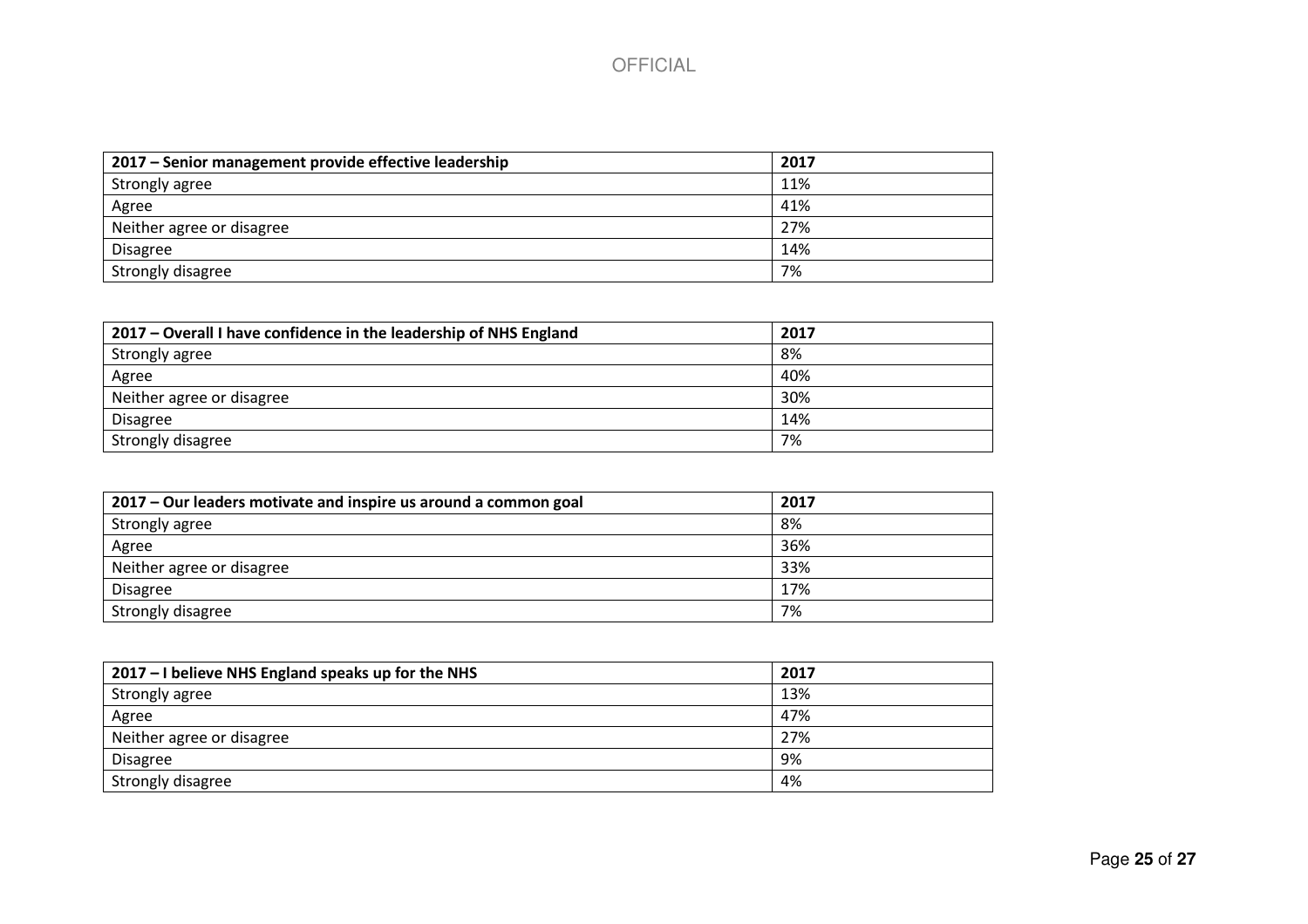| **2017 – Senior management provide effective leadership** | **2017** |
|---|---|
| Strongly agree | 11% |
| Agree | 41% |
| Neither agree or disagree | 27% |
| Disagree | 14% |
| Strongly disagree | 7% |

| **2017 – Overall I have confidence in the leadership of NHS England** | **2017** |
|---|---|
| Strongly agree | 8% |
| Agree | 40% |
| Neither agree or disagree | 30% |
| Disagree | 14% |
| Strongly disagree | 7% |

| **2017 – Our leaders motivate and inspire us around a common goal** | **2017** |
|---|---|
| Strongly agree | 8% |
| Agree | 36% |
| Neither agree or disagree | 33% |
| Disagree | 17% |
| Strongly disagree | 7% |

| **2017 – I believe NHS England speaks up for the NHS** | **2017** |
|---|---|
| Strongly agree | 13% |
| Agree | 47% |
| Neither agree or disagree | 27% |
| Disagree | 9% |
| Strongly disagree | 4% |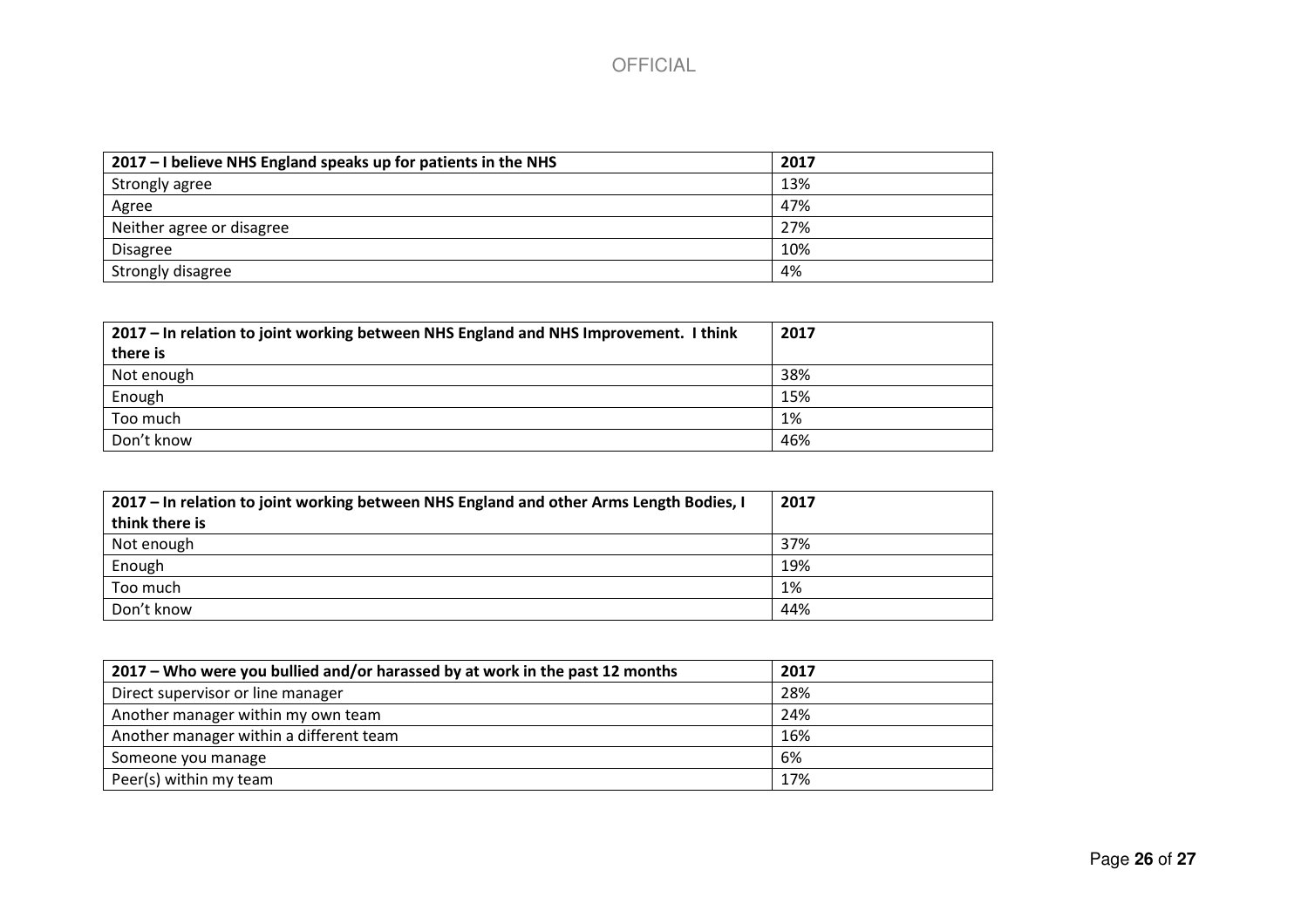| 2017 – I believe NHS England speaks up for patients in the NHS | 2017 |
|---|---|
| Strongly agree | 13% |
| Agree | 47% |
| Neither agree or disagree | 27% |
| Disagree | 10% |
| Strongly disagree | 4% |

| 2017 – In relation to joint working between NHS England and NHS Improvement. I think there is | 2017 |
|---|---|
| Not enough | 38% |
| Enough | 15% |
| Too much | 1% |
| Don’t know | 46% |

| 2017 – In relation to joint working between NHS England and other Arms Length Bodies, I think there is | 2017 |
|---|---|
| Not enough | 37% |
| Enough | 19% |
| Too much | 1% |
| Don’t know | 44% |

| 2017 – Who were you bullied and/or harassed by at work in the past 12 months | 2017 |
|---|---|
| Direct supervisor or line manager | 28% |
| Another manager within my own team | 24% |
| Another manager within a different team | 16% |
| Someone you manage | 6% |
| Peer(s) within my team | 17% |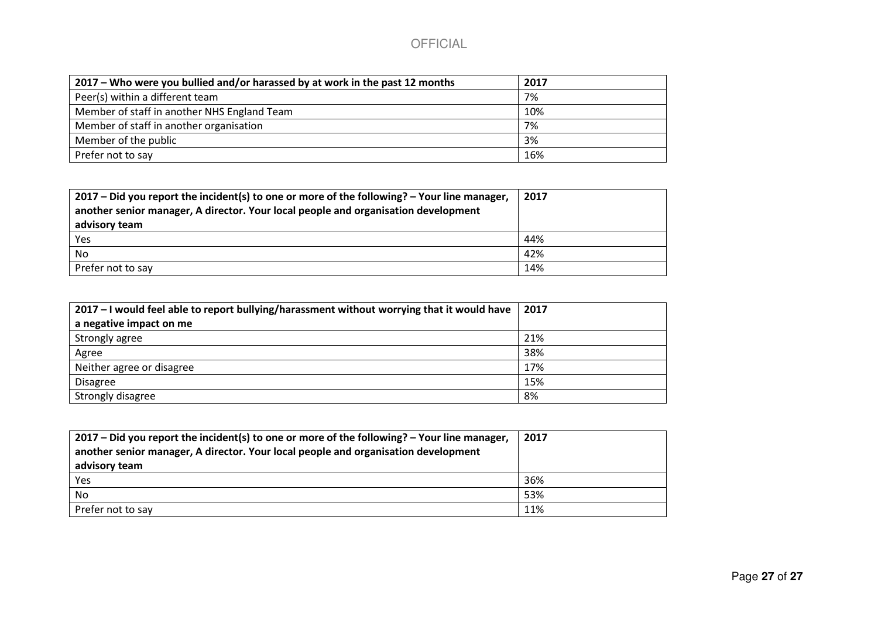| 2017 – Who were you bullied and/or harassed by at work in the past 12 months | 2017 |
|---|---|
| Peer(s) within a different team | 7% |
| Member of staff in another NHS England Team | 10% |
| Member of staff in another organisation | 7% |
| Member of the public | 3% |
| Prefer not to say | 16% |

| 2017 – Did you report the incident(s) to one or more of the following? – Your line manager, another senior manager, A director. Your local people and organisation development advisory team | 2017 |
|---|---|
| Yes | 44% |
| No | 42% |
| Prefer not to say | 14% |

| 2017 – I would feel able to report bullying/harassment without worrying that it would have a negative impact on me | 2017 |
|---|---|
| Strongly agree | 21% |
| Agree | 38% |
| Neither agree or disagree | 17% |
| Disagree | 15% |
| Strongly disagree | 8% |

| 2017 – Did you report the incident(s) to one or more of the following? – Your line manager, another senior manager, A director. Your local people and organisation development advisory team | 2017 |
|---|---|
| Yes | 36% |
| No | 53% |
| Prefer not to say | 11% |